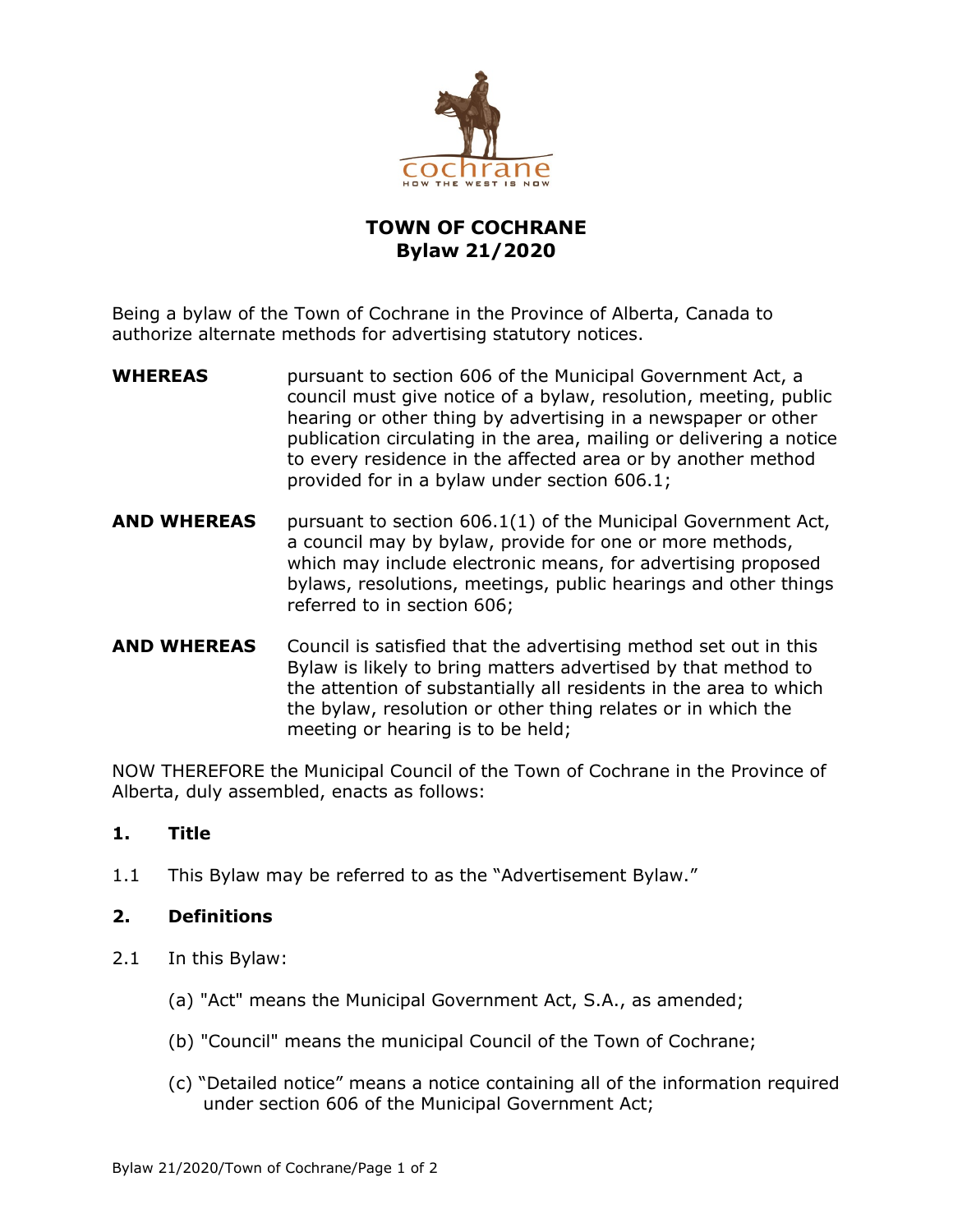# TOWN OF COCHRANE
## Bylaw 21/2020

Being a bylaw of the Town of Cochrane in the Province of Alberta, Canada to authorize alternate methods for advertising statutory notices.

**WHEREAS** pursuant to section 606 of the Municipal Government Act, a council must give notice of a bylaw, resolution, meeting, public hearing or other thing by advertising in a newspaper or other publication circulating in the area, mailing or delivering a notice to every residence in the affected area or by another method provided for in a bylaw under section 606.1;

**AND WHEREAS** pursuant to section 606.1(1) of the Municipal Government Act, a council may by bylaw, provide for one or more methods, which may include electronic means, for advertising proposed bylaws, resolutions, meetings, public hearings and other things referred to in section 606;

**AND WHEREAS** Council is satisfied that the advertising method set out in this Bylaw is likely to bring matters advertised by that method to the attention of substantially all residents in the area to which the bylaw, resolution or other thing relates or in which the meeting or hearing is to be held;

NOW THEREFORE the Municipal Council of the Town of Cochrane in the Province of Alberta, duly assembled, enacts as follows:

### 1. Title

1.1 This Bylaw may be referred to as the "Advertisement Bylaw."

### 2. Definitions

2.1 In this Bylaw:

(a) "Act" means the Municipal Government Act, S.A., as amended;

(b) "Council" means the municipal Council of the Town of Cochrane;

(c) "Detailed notice" means a notice containing all of the information required under section 606 of the Municipal Government Act;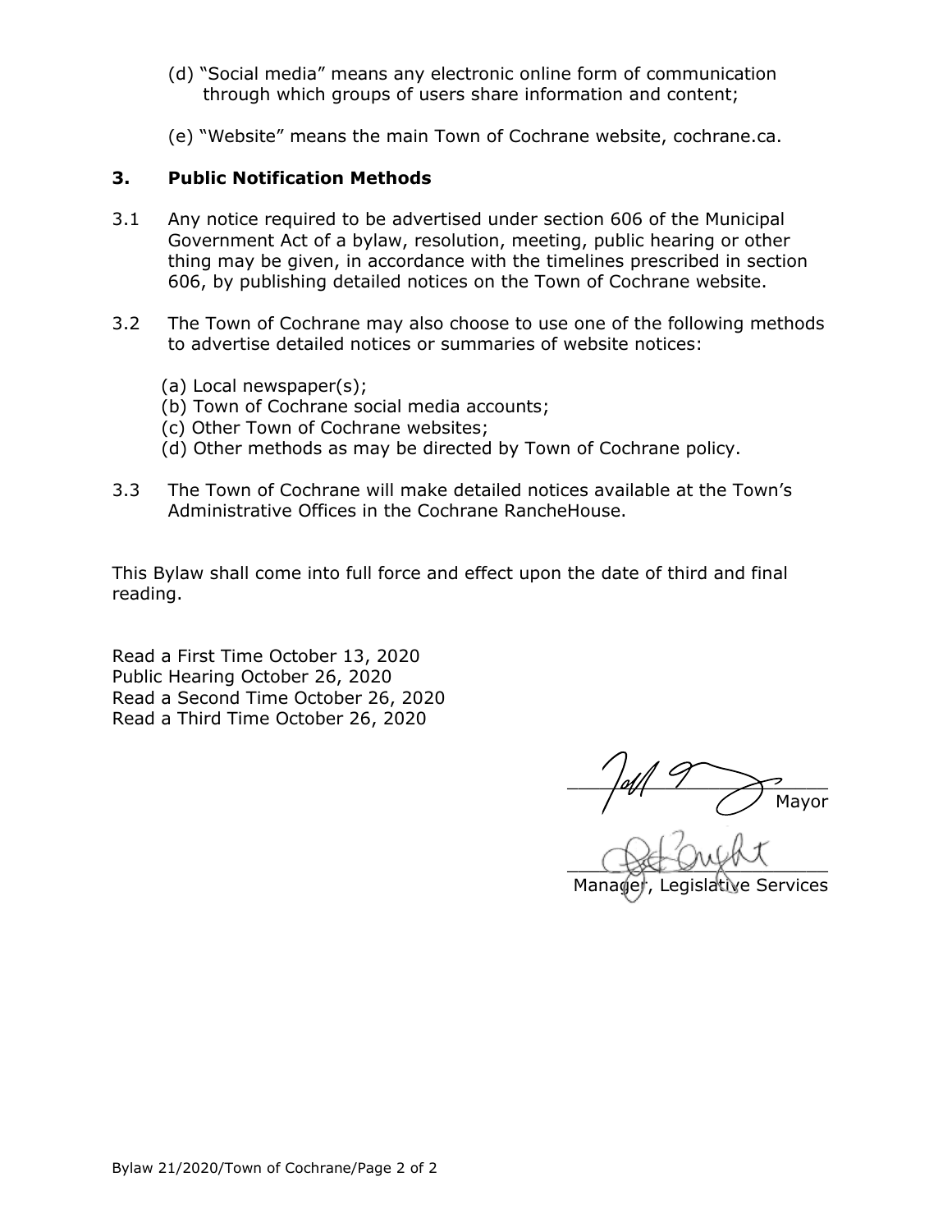(d) "Social media" means any electronic online form of communication through which groups of users share information and content;

(e) "Website" means the main Town of Cochrane website, cochrane.ca.

## 3. Public Notification Methods

3.1 Any notice required to be advertised under section 606 of the Municipal Government Act of a bylaw, resolution, meeting, public hearing or other thing may be given, in accordance with the timelines prescribed in section 606, by publishing detailed notices on the Town of Cochrane website.

3.2 The Town of Cochrane may also choose to use one of the following methods to advertise detailed notices or summaries of website notices:

(a) Local newspaper(s);
(b) Town of Cochrane social media accounts;
(c) Other Town of Cochrane websites;
(d) Other methods as may be directed by Town of Cochrane policy.

3.3 The Town of Cochrane will make detailed notices available at the Town's Administrative Offices in the Cochrane RancheHouse.

This Bylaw shall come into full force and effect upon the date of third and final reading.

Read a First Time October 13, 2020
Public Hearing October 26, 2020
Read a Second Time October 26, 2020
Read a Third Time October 26, 2020

\_\_\_\_\_\_\_\_\_\_\_\_\_\_\_\_\_\_\_\_\_\_ Mayor

\_\_\_\_\_\_\_\_\_\_\_\_\_\_\_\_\_\_\_\_\_\_ Manager, Legislative Services